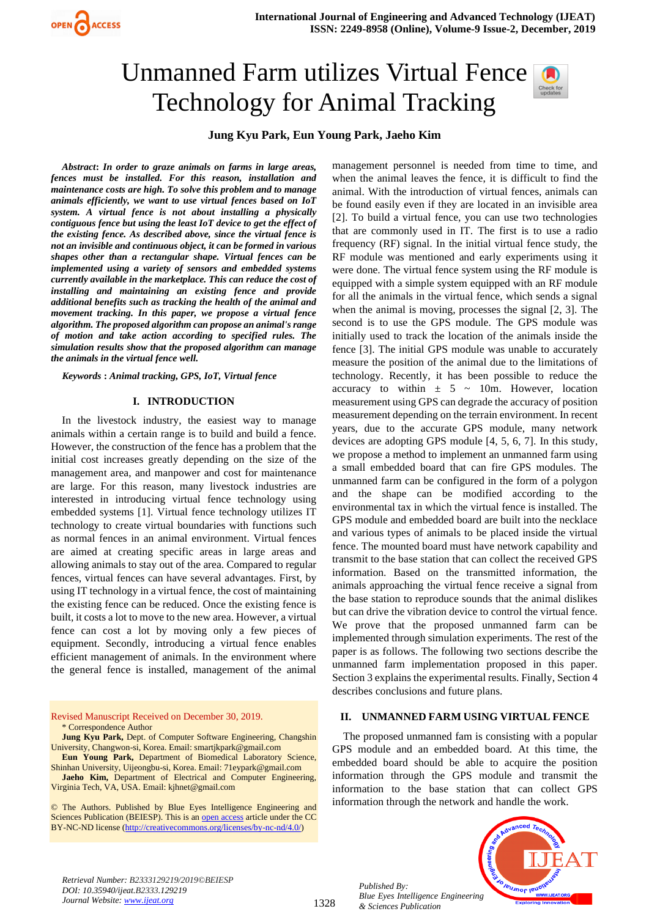# Unmanned Farm utilizes Virtual Fence Technology for Animal Tracking

**Jung Kyu Park, Eun Young Park, Jaeho Kim**

***Abstract*: *In order to graze animals on farms in large areas, fences must be installed. For this reason, installation and maintenance costs are high. To solve this problem and to manage animals efficiently, we want to use virtual fences based on IoT system. A virtual fence is not about installing a physically contiguous fence but using the least IoT device to get the effect of the existing fence. As described above, since the virtual fence is not an invisible and continuous object, it can be formed in various shapes other than a rectangular shape. Virtual fences can be implemented using a variety of sensors and embedded systems currently available in the marketplace. This can reduce the cost of installing and maintaining an existing fence and provide additional benefits such as tracking the health of the animal and movement tracking. In this paper, we propose a virtual fence algorithm. The proposed algorithm can propose an animal's range of motion and take action according to specified rules. The simulation results show that the proposed algorithm can manage the animals in the virtual fence well.***

***Keywords* : *Animal tracking, GPS, IoT, Virtual fence***

## I. INTRODUCTION

In the livestock industry, the easiest way to manage animals within a certain range is to build and build a fence. However, the construction of the fence has a problem that the initial cost increases greatly depending on the size of the management area, and manpower and cost for maintenance are large. For this reason, many livestock industries are interested in introducing virtual fence technology using embedded systems [1]. Virtual fence technology utilizes IT technology to create virtual boundaries with functions such as normal fences in an animal environment. Virtual fences are aimed at creating specific areas in large areas and allowing animals to stay out of the area. Compared to regular fences, virtual fences can have several advantages. First, by using IT technology in a virtual fence, the cost of maintaining the existing fence can be reduced. Once the existing fence is built, it costs a lot to move to the new area. However, a virtual fence can cost a lot by moving only a few pieces of equipment. Secondly, introducing a virtual fence enables efficient management of animals. In the environment where the general fence is installed, management of the animal management personnel is needed from time to time, and when the animal leaves the fence, it is difficult to find the animal. With the introduction of virtual fences, animals can be found easily even if they are located in an invisible area [2]. To build a virtual fence, you can use two technologies that are commonly used in IT. The first is to use a radio frequency (RF) signal. In the initial virtual fence study, the RF module was mentioned and early experiments using it were done. The virtual fence system using the RF module is equipped with a simple system equipped with an RF module for all the animals in the virtual fence, which sends a signal when the animal is moving, processes the signal [2, 3]. The second is to use the GPS module. The GPS module was initially used to track the location of the animals inside the fence [3]. The initial GPS module was unable to accurately measure the position of the animal due to the limitations of technology. Recently, it has been possible to reduce the accuracy to within ± 5 ~ 10m. However, location measurement using GPS can degrade the accuracy of position measurement depending on the terrain environment. In recent years, due to the accurate GPS module, many network devices are adopting GPS module [4, 5, 6, 7]. In this study, we propose a method to implement an unmanned farm using a small embedded board that can fire GPS modules. The unmanned farm can be configured in the form of a polygon and the shape can be modified according to the environmental tax in which the virtual fence is installed. The GPS module and embedded board are built into the necklace and various types of animals to be placed inside the virtual fence. The mounted board must have network capability and transmit to the base station that can collect the received GPS information. Based on the transmitted information, the animals approaching the virtual fence receive a signal from the base station to reproduce sounds that the animal dislikes but can drive the vibration device to control the virtual fence. We prove that the proposed unmanned farm can be implemented through simulation experiments. The rest of the paper is as follows. The following two sections describe the unmanned farm implementation proposed in this paper. Section 3 explains the experimental results. Finally, Section 4 describes conclusions and future plans.

## II. UNMANNED FARM USING VIRTUAL FENCE

The proposed unmanned fam is consisting with a popular GPS module and an embedded board. At this time, the embedded board should be able to acquire the position information through the GPS module and transmit the information to the base station that can collect GPS information through the network and handle the work.

Revised Manuscript Received on December 30, 2019.

\* Correspondence Author

**Jung Kyu Park,** Dept. of Computer Software Engineering, Changshin University, Changwon-si, Korea. Email: smartjkpark@gmail.com

**Eun Young Park,** Department of Biomedical Laboratory Science, Shinhan University, Uijeongbu-si, Korea. Email: 71eypark@gmail.com

**Jaeho Kim,** Department of Electrical and Computer Engineering, Virginia Tech, VA, USA. Email: kjhnet@gmail.com

© The Authors. Published by Blue Eyes Intelligence Engineering and Sciences Publication (BEIESP). This is an open access article under the CC BY-NC-ND license (http://creativecommons.org/licenses/by-nc-nd/4.0/)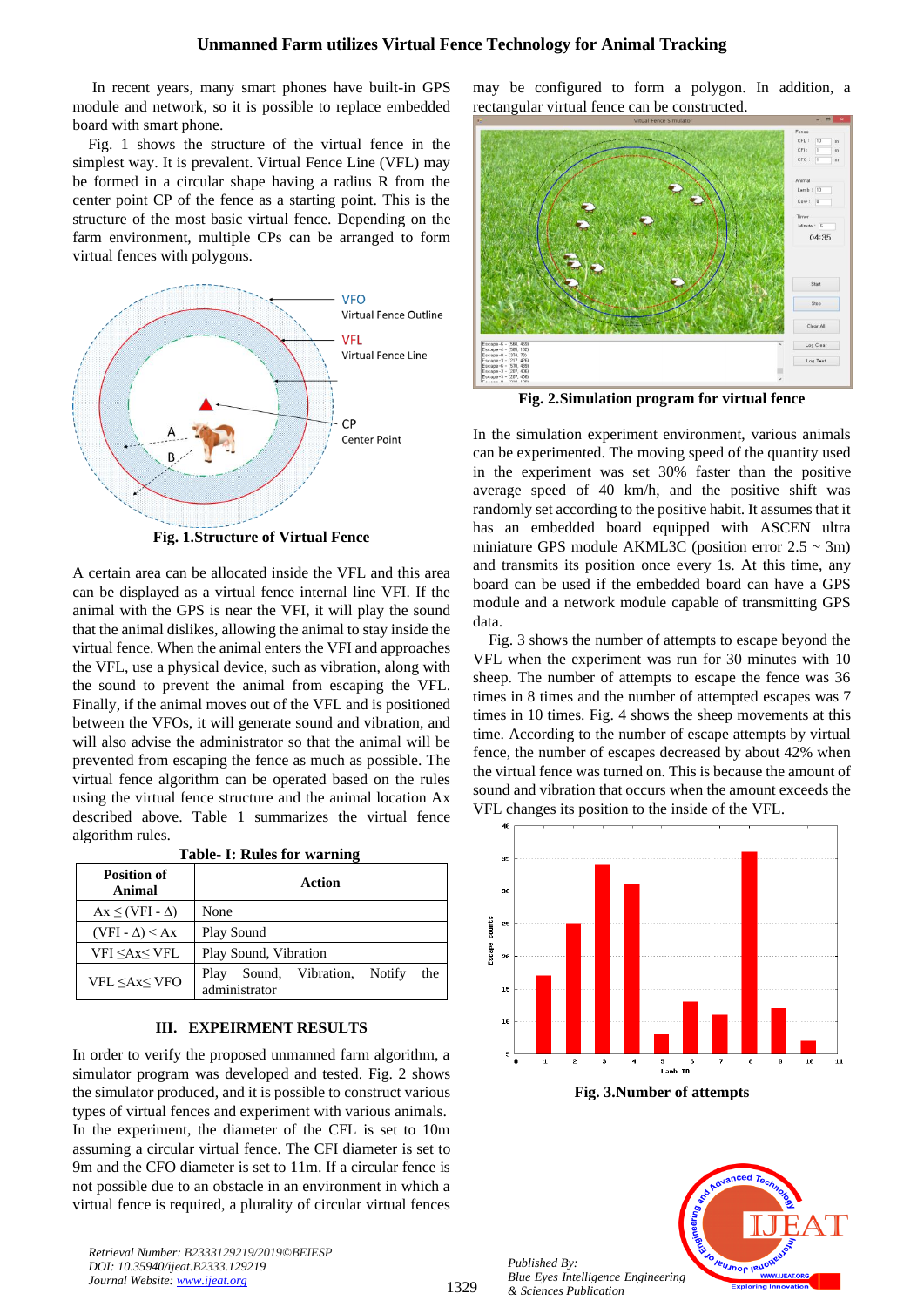In recent years, many smart phones have built-in GPS module and network, so it is possible to replace embedded board with smart phone.

Fig. 1 shows the structure of the virtual fence in the simplest way. It is prevalent. Virtual Fence Line (VFL) may be formed in a circular shape having a radius R from the center point CP of the fence as a starting point. This is the structure of the most basic virtual fence. Depending on the farm environment, multiple CPs can be arranged to form virtual fences with polygons.

**Fig. 1.Structure of Virtual Fence**

A certain area can be allocated inside the VFL and this area can be displayed as a virtual fence internal line VFI. If the animal with the GPS is near the VFI, it will play the sound that the animal dislikes, allowing the animal to stay inside the virtual fence. When the animal enters the VFI and approaches the VFL, use a physical device, such as vibration, along with the sound to prevent the animal from escaping the VFL. Finally, if the animal moves out of the VFL and is positioned between the VFOs, it will generate sound and vibration, and will also advise the administrator so that the animal will be prevented from escaping the fence as much as possible. The virtual fence algorithm can be operated based on the rules using the virtual fence structure and the animal location Ax described above. Table 1 summarizes the virtual fence algorithm rules.

**Table- I: Rules for warning**

| Position of Animal | Action |
|---|---|
| $Ax \leq (VFI - \Delta)$ | None |
| $(VFI - \Delta) < Ax$ | Play Sound |
| $VFI \leq Ax \leq VFL$ | Play Sound, Vibration |
| $VFL \leq Ax \leq VFO$ | Play Sound, Vibration, Notify the administrator |

## III. EXPEIRMENT RESULTS

In order to verify the proposed unmanned farm algorithm, a simulator program was developed and tested. Fig. 2 shows the simulator produced, and it is possible to construct various types of virtual fences and experiment with various animals. In the experiment, the diameter of the CFL is set to 10m assuming a circular virtual fence. The CFI diameter is set to 9m and the CFO diameter is set to 11m. If a circular fence is not possible due to an obstacle in an environment in which a virtual fence is required, a plurality of circular virtual fences may be configured to form a polygon. In addition, a rectangular virtual fence can be constructed.

**Fig. 2.Simulation program for virtual fence**

In the simulation experiment environment, various animals can be experimented. The moving speed of the quantity used in the experiment was set 30% faster than the positive average speed of 40 km/h, and the positive shift was randomly set according to the positive habit. It assumes that it has an embedded board equipped with ASCEN ultra miniature GPS module AKML3C (position error 2.5 ~ 3m) and transmits its position once every 1s. At this time, any board can be used if the embedded board can have a GPS module and a network module capable of transmitting GPS data.

Fig. 3 shows the number of attempts to escape beyond the VFL when the experiment was run for 30 minutes with 10 sheep. The number of attempts to escape the fence was 36 times in 8 times and the number of attempted escapes was 7 times in 10 times. Fig. 4 shows the sheep movements at this time. According to the number of escape attempts by virtual fence, the number of escapes decreased by about 42% when the virtual fence was turned on. This is because the amount of sound and vibration that occurs when the amount exceeds the VFL changes its position to the inside of the VFL.

**Fig. 3.Number of attempts**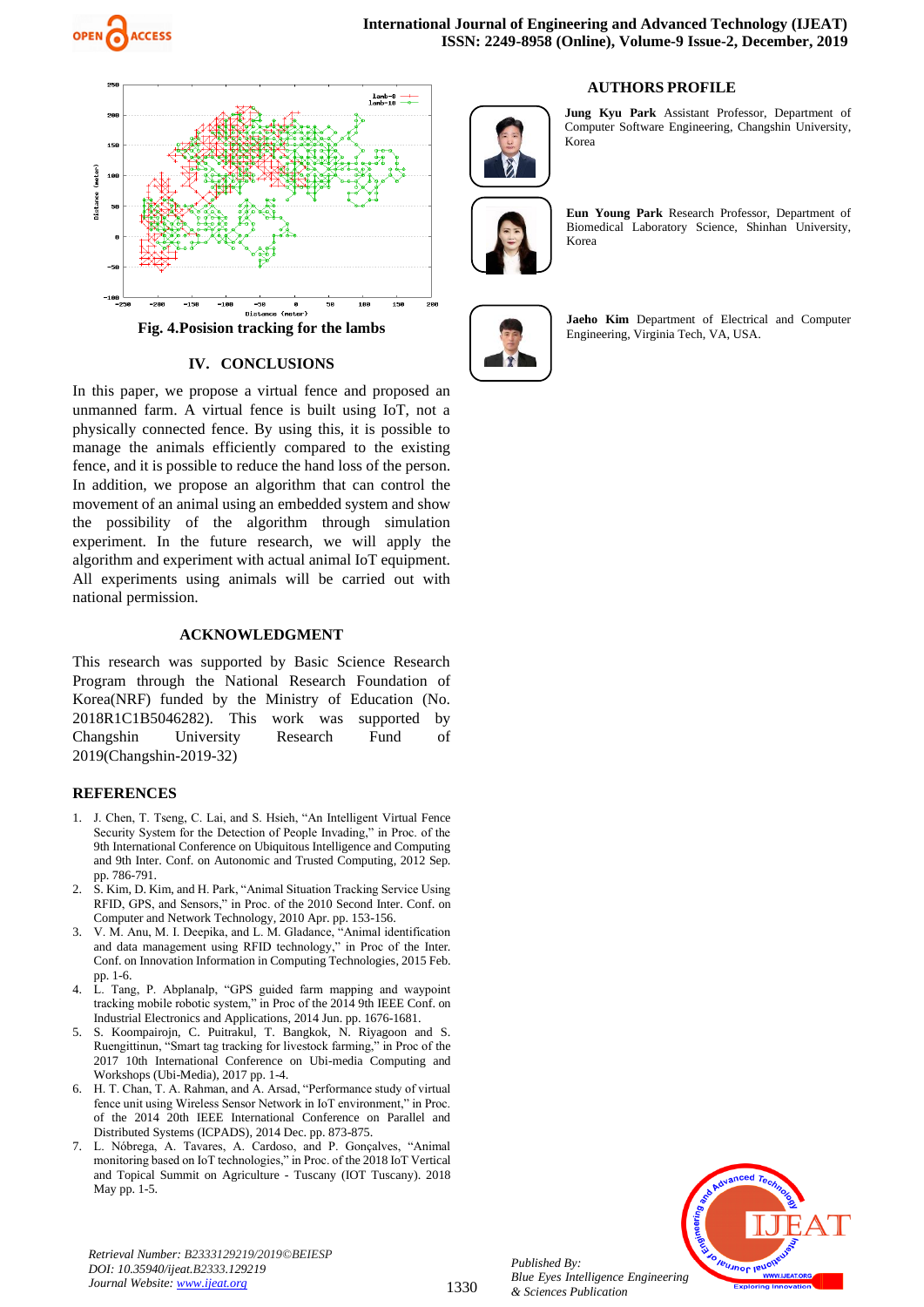250

200

150

100

50

0

−50

−100

−250 −200 −150 −100 −50 0 50 100 150 200

Distance (meter)

Distance (meter)

lamb-8

lamb-10

Fig. 4.Posision tracking for the lambs

## IV. CONCLUSIONS

In this paper, we propose a virtual fence and proposed an unmanned farm. A virtual fence is built using IoT, not a physically connected fence. By using this, it is possible to manage the animals efficiently compared to the existing fence, and it is possible to reduce the hand loss of the person. In addition, we propose an algorithm that can control the movement of an animal using an embedded system and show the possibility of the algorithm through simulation experiment. In the future research, we will apply the algorithm and experiment with actual animal IoT equipment. All experiments using animals will be carried out with national permission.

## ACKNOWLEDGMENT

This research was supported by Basic Science Research Program through the National Research Foundation of Korea(NRF) funded by the Ministry of Education (No. 2018R1C1B5046282). This work was supported by Changshin University Research Fund of 2019(Changshin-2019-32)

## REFERENCES

1. J. Chen, T. Tseng, C. Lai, and S. Hsieh, "An Intelligent Virtual Fence Security System for the Detection of People Invading," in Proc. of the 9th International Conference on Ubiquitous Intelligence and Computing and 9th Inter. Conf. on Autonomic and Trusted Computing, 2012 Sep. pp. 786-791.
2. S. Kim, D. Kim, and H. Park, "Animal Situation Tracking Service Using RFID, GPS, and Sensors," in Proc. of the 2010 Second Inter. Conf. on Computer and Network Technology, 2010 Apr. pp. 153-156.
3. V. M. Anu, M. I. Deepika, and L. M. Gladance, "Animal identification and data management using RFID technology," in Proc of the Inter. Conf. on Innovation Information in Computing Technologies, 2015 Feb. pp. 1-6.
4. L. Tang, P. Abplanalp, "GPS guided farm mapping and waypoint tracking mobile robotic system," in Proc of the 2014 9th IEEE Conf. on Industrial Electronics and Applications, 2014 Jun. pp. 1676-1681.
5. S. Koompairojn, C. Puitrakul, T. Bangkok, N. Riyagoon and S. Ruengittinun, "Smart tag tracking for livestock farming," in Proc of the 2017 10th International Conference on Ubi-media Computing and Workshops (Ubi-Media), 2017 pp. 1-4.
6. H. T. Chan, T. A. Rahman, and A. Arsad, "Performance study of virtual fence unit using Wireless Sensor Network in IoT environment," in Proc. of the 2014 20th IEEE International Conference on Parallel and Distributed Systems (ICPADS), 2014 Dec. pp. 873-875.
7. L. Nóbrega, A. Tavares, A. Cardoso, and P. Gonçalves, "Animal monitoring based on IoT technologies," in Proc. of the 2018 IoT Vertical and Topical Summit on Agriculture - Tuscany (IOT Tuscany). 2018 May pp. 1-5.

## AUTHORS PROFILE

**Jung Kyu Park** Assistant Professor, Department of Computer Software Engineering, Changshin University, Korea

**Eun Young Park** Research Professor, Department of Biomedical Laboratory Science, Shinhan University, Korea

**Jaeho Kim** Department of Electrical and Computer Engineering, Virginia Tech, VA, USA.